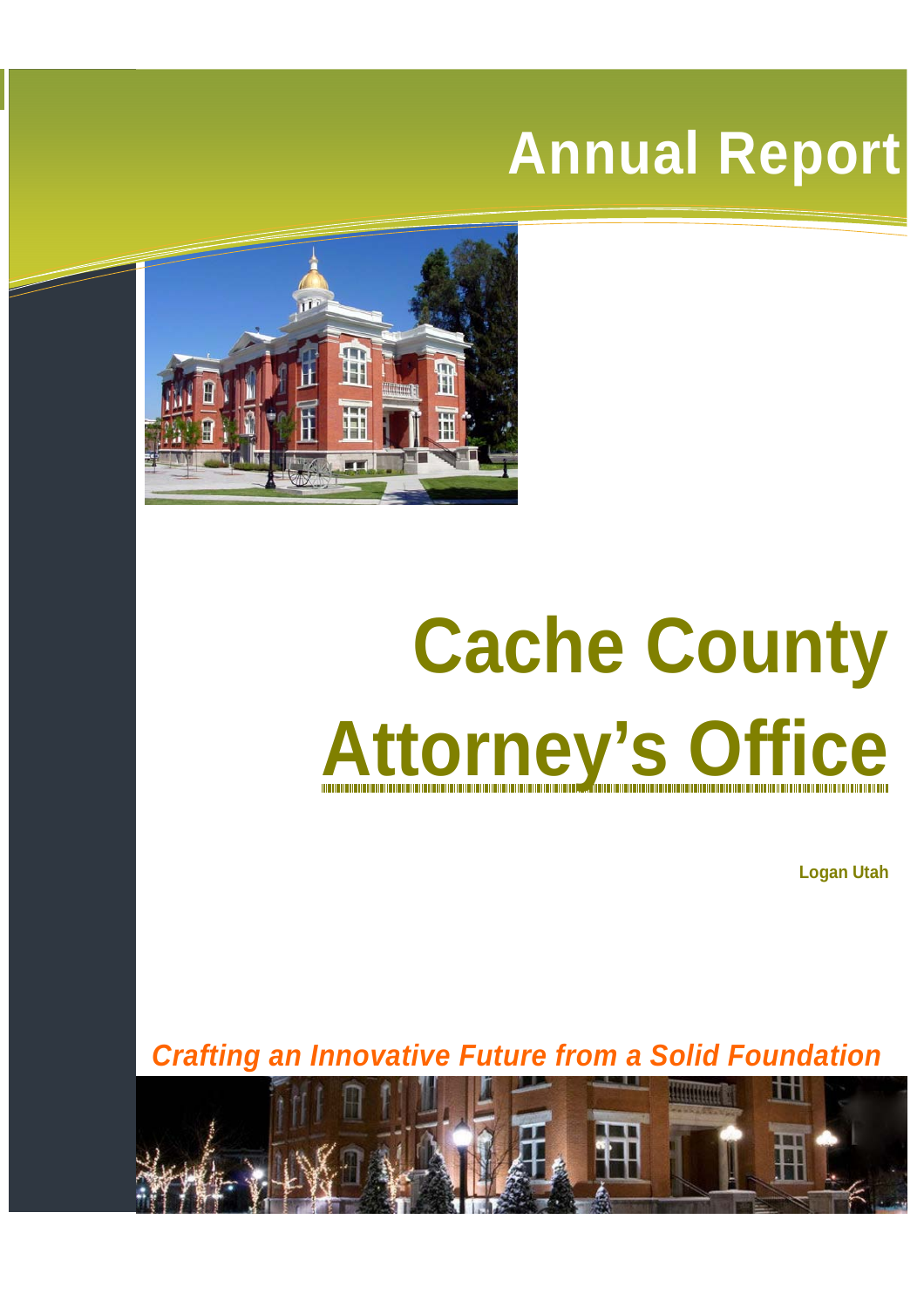# Annual Report

# Cache County Attorney's Office

**Logan Utah**

***Crafting an Innovative Future from a Solid Foundation***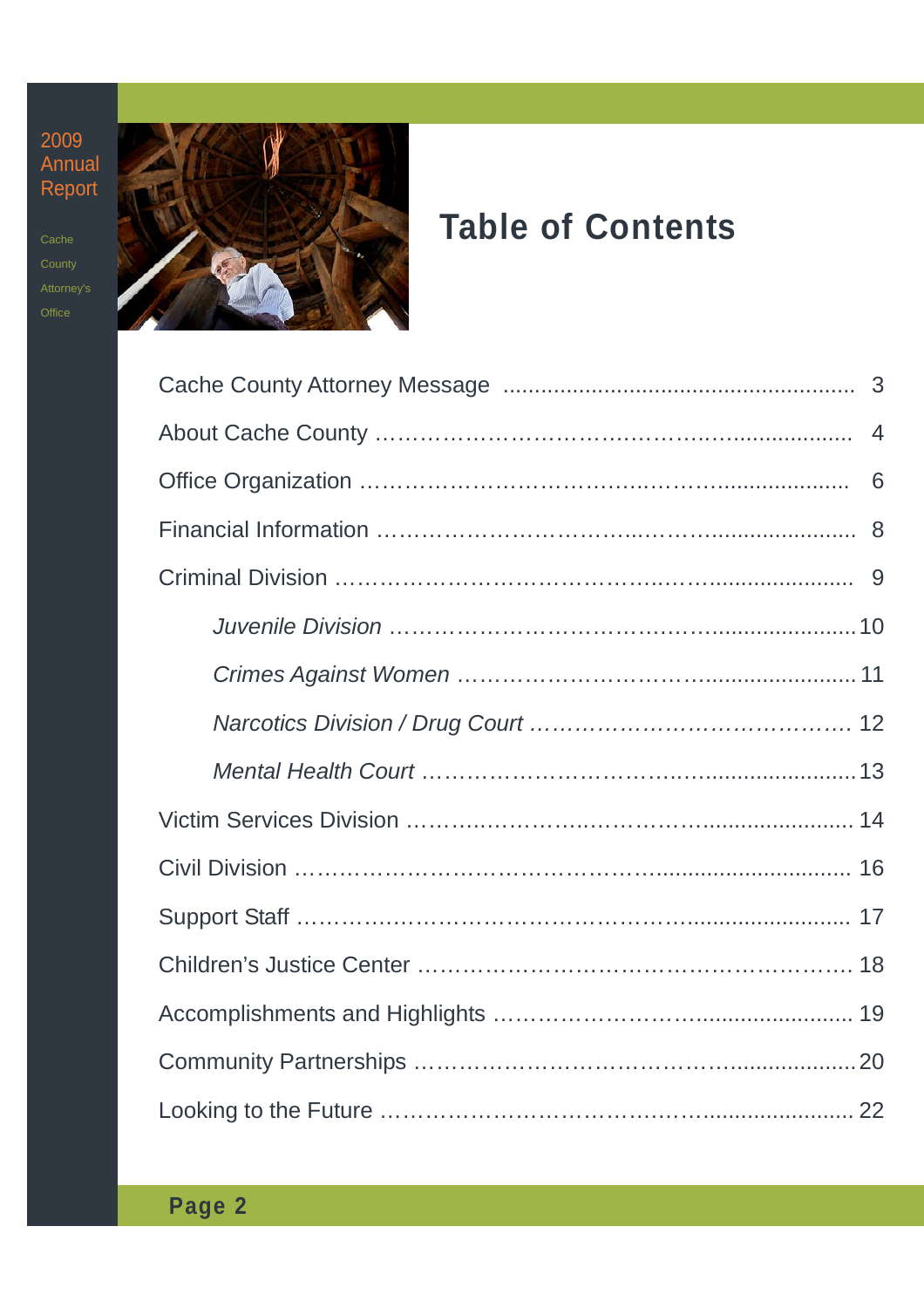2009 Annual Report

Cache County Attorney's Office

# Table of Contents

Cache County Attorney Message ........................................................ 3

About Cache County ........................................................ 4

Office Organization ........................................................ 6

Financial Information ........................................................ 8

Criminal Division ........................................................ 9

*Juvenile Division* ........................................................ 10

*Crimes Against Women* ........................................................ 11

*Narcotics Division / Drug Court* ........................................................ 12

*Mental Health Court* ........................................................ 13

Victim Services Division ........................................................ 14

Civil Division ........................................................ 16

Support Staff ........................................................ 17

Children's Justice Center ........................................................ 18

Accomplishments and Highlights ........................................................ 19

Community Partnerships ........................................................ 20

Looking to the Future ........................................................ 22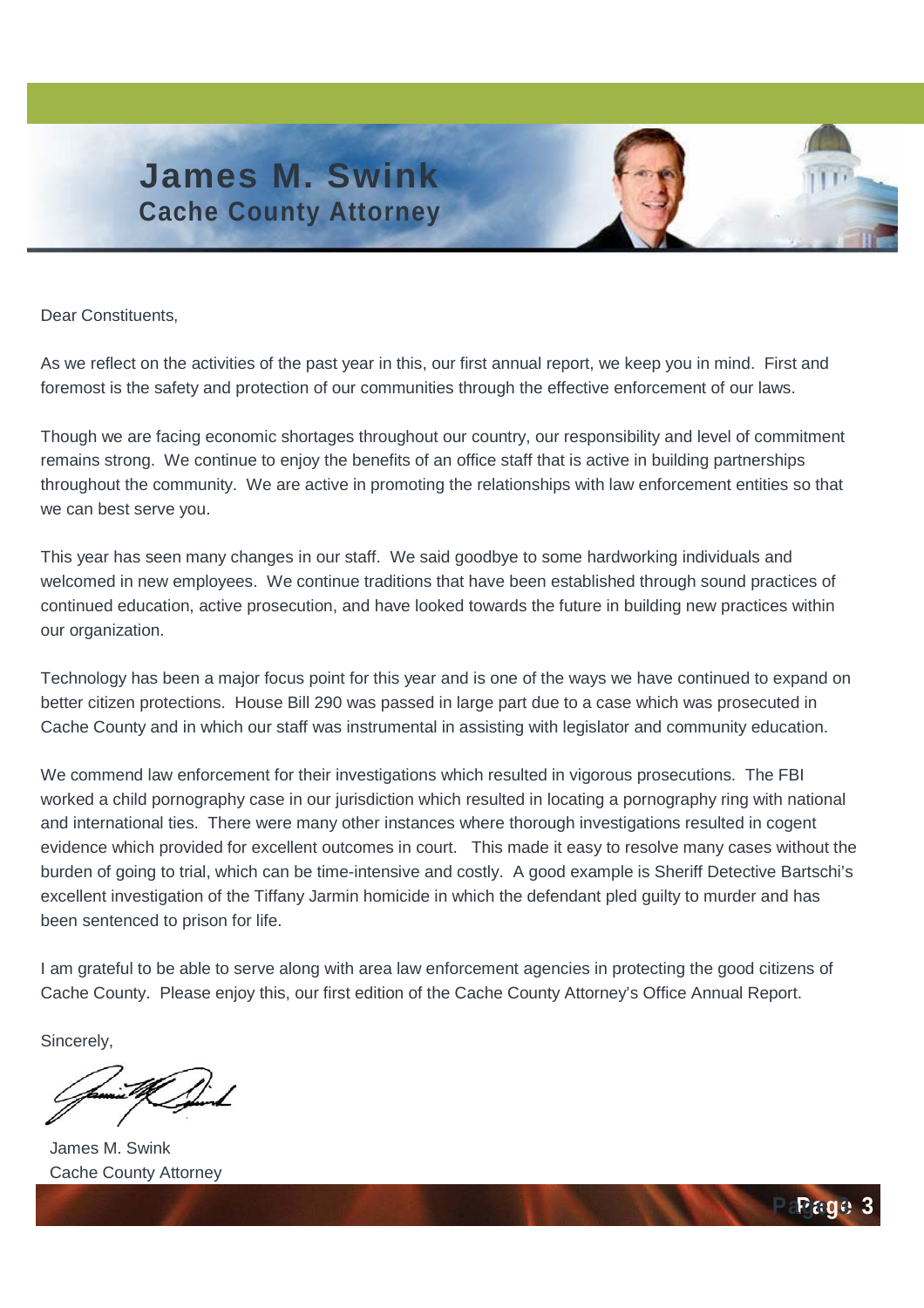# James M. Swink
## Cache County Attorney

Dear Constituents,

As we reflect on the activities of the past year in this, our first annual report, we keep you in mind. First and foremost is the safety and protection of our communities through the effective enforcement of our laws.

Though we are facing economic shortages throughout our country, our responsibility and level of commitment remains strong. We continue to enjoy the benefits of an office staff that is active in building partnerships throughout the community. We are active in promoting the relationships with law enforcement entities so that we can best serve you.

This year has seen many changes in our staff. We said goodbye to some hardworking individuals and welcomed in new employees. We continue traditions that have been established through sound practices of continued education, active prosecution, and have looked towards the future in building new practices within our organization.

Technology has been a major focus point for this year and is one of the ways we have continued to expand on better citizen protections. House Bill 290 was passed in large part due to a case which was prosecuted in Cache County and in which our staff was instrumental in assisting with legislator and community education.

We commend law enforcement for their investigations which resulted in vigorous prosecutions. The FBI worked a child pornography case in our jurisdiction which resulted in locating a pornography ring with national and international ties. There were many other instances where thorough investigations resulted in cogent evidence which provided for excellent outcomes in court. This made it easy to resolve many cases without the burden of going to trial, which can be time-intensive and costly. A good example is Sheriff Detective Bartschi's excellent investigation of the Tiffany Jarmin homicide in which the defendant pled guilty to murder and has been sentenced to prison for life.

I am grateful to be able to serve along with area law enforcement agencies in protecting the good citizens of Cache County. Please enjoy this, our first edition of the Cache County Attorney's Office Annual Report.

Sincerely,

James M. Swink
Cache County Attorney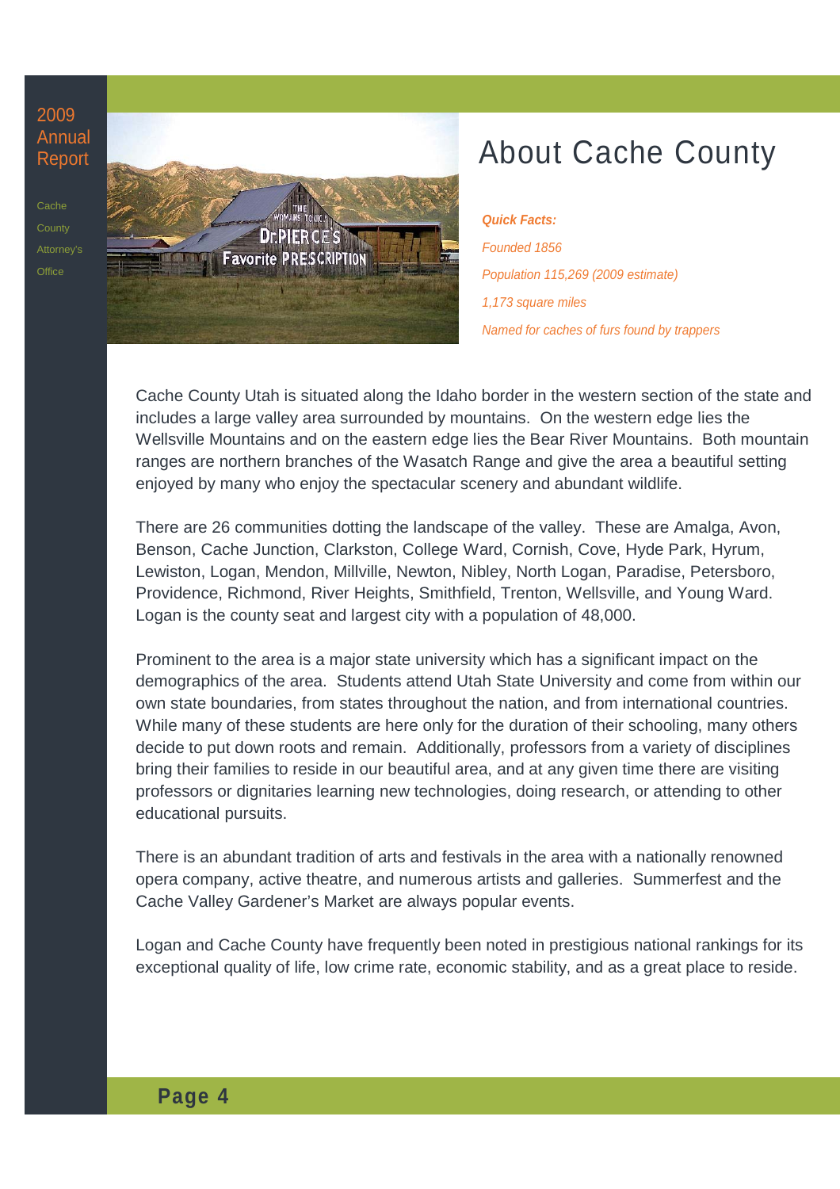# About Cache County

***Quick Facts:***

*Founded 1856*

*Population 115,269 (2009 estimate)*

*1,173 square miles*

*Named for caches of furs found by trappers*

Cache County Utah is situated along the Idaho border in the western section of the state and includes a large valley area surrounded by mountains. On the western edge lies the Wellsville Mountains and on the eastern edge lies the Bear River Mountains. Both mountain ranges are northern branches of the Wasatch Range and give the area a beautiful setting enjoyed by many who enjoy the spectacular scenery and abundant wildlife.

There are 26 communities dotting the landscape of the valley. These are Amalga, Avon, Benson, Cache Junction, Clarkston, College Ward, Cornish, Cove, Hyde Park, Hyrum, Lewiston, Logan, Mendon, Millville, Newton, Nibley, North Logan, Paradise, Petersboro, Providence, Richmond, River Heights, Smithfield, Trenton, Wellsville, and Young Ward. Logan is the county seat and largest city with a population of 48,000.

Prominent to the area is a major state university which has a significant impact on the demographics of the area. Students attend Utah State University and come from within our own state boundaries, from states throughout the nation, and from international countries. While many of these students are here only for the duration of their schooling, many others decide to put down roots and remain. Additionally, professors from a variety of disciplines bring their families to reside in our beautiful area, and at any given time there are visiting professors or dignitaries learning new technologies, doing research, or attending to other educational pursuits.

There is an abundant tradition of arts and festivals in the area with a nationally renowned opera company, active theatre, and numerous artists and galleries. Summerfest and the Cache Valley Gardener's Market are always popular events.

Logan and Cache County have frequently been noted in prestigious national rankings for its exceptional quality of life, low crime rate, economic stability, and as a great place to reside.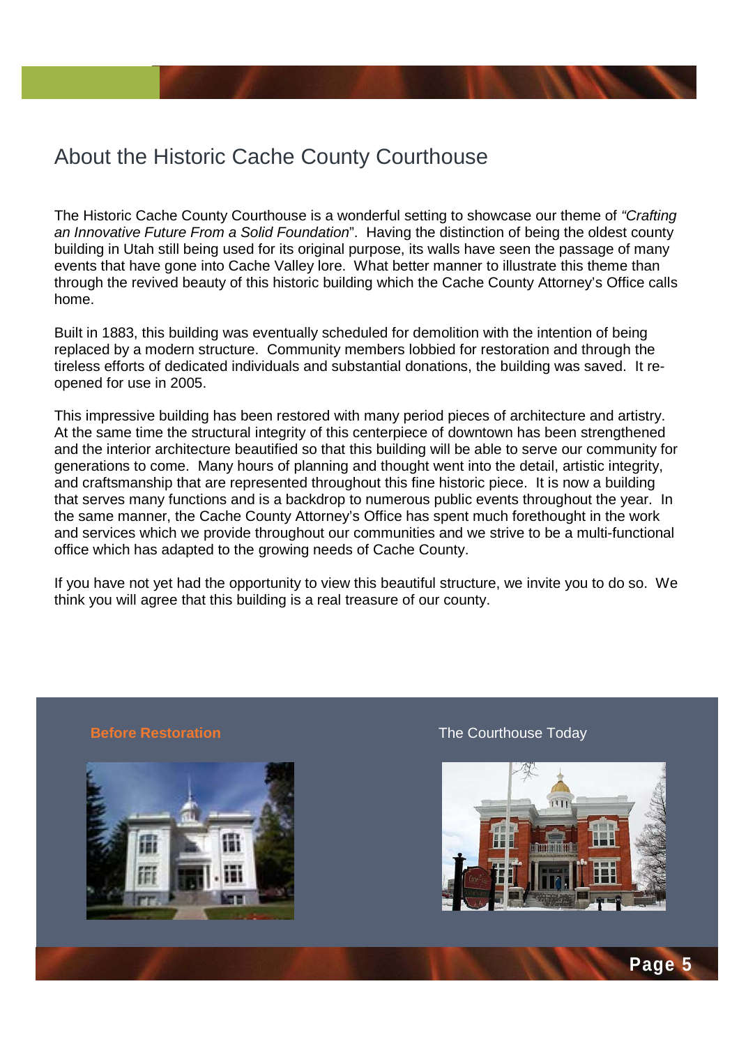# About the Historic Cache County Courthouse

The Historic Cache County Courthouse is a wonderful setting to showcase our theme of *"Crafting an Innovative Future From a Solid Foundation*". Having the distinction of being the oldest county building in Utah still being used for its original purpose, its walls have seen the passage of many events that have gone into Cache Valley lore. What better manner to illustrate this theme than through the revived beauty of this historic building which the Cache County Attorney's Office calls home.

Built in 1883, this building was eventually scheduled for demolition with the intention of being replaced by a modern structure. Community members lobbied for restoration and through the tireless efforts of dedicated individuals and substantial donations, the building was saved. It re-opened for use in 2005.

This impressive building has been restored with many period pieces of architecture and artistry. At the same time the structural integrity of this centerpiece of downtown has been strengthened and the interior architecture beautified so that this building will be able to serve our community for generations to come. Many hours of planning and thought went into the detail, artistic integrity, and craftsmanship that are represented throughout this fine historic piece. It is now a building that serves many functions and is a backdrop to numerous public events throughout the year. In the same manner, the Cache County Attorney's Office has spent much forethought in the work and services which we provide throughout our communities and we strive to be a multi-functional office which has adapted to the growing needs of Cache County.

If you have not yet had the opportunity to view this beautiful structure, we invite you to do so. We think you will agree that this building is a real treasure of our county.

**Before Restoration**

The Courthouse Today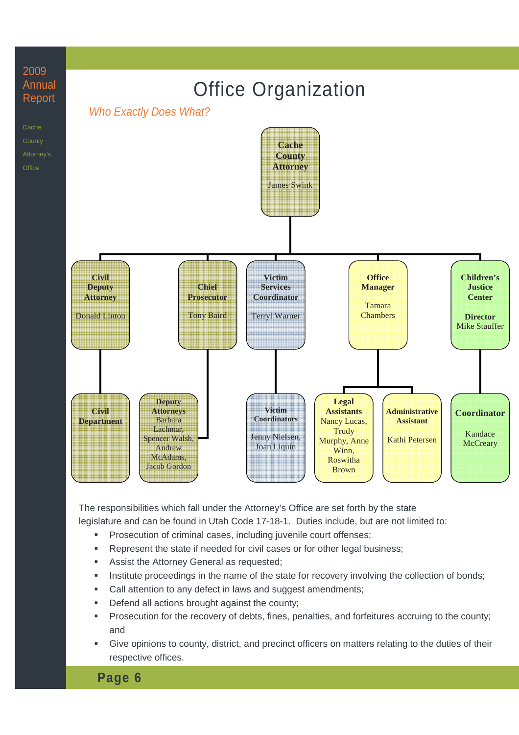2009 Annual Report

Cache County Attorney's Office

# Office Organization

*Who Exactly Does What?*

**Cache County Attorney**
James Swink

**Civil Deputy Attorney**
Donald Linton

**Chief Prosecutor**
Tony Baird

**Victim Services Coordinator**
Terryl Warner

**Office Manager**
Tamara Chambers

**Children's Justice Center**
**Director**
Mike Stauffer

**Civil Department**

**Deputy Attorneys**
Barbara Lachmar, Spencer Walsh, Andrew McAdams, Jacob Gordon

**Victim Coordinators**
Jenny Nielsen, Joan Liquin

**Legal Assistants**
Nancy Lucas, Trudy Murphy, Anne Winn, Roswitha Brown

**Administrative Assistant**
Kathi Petersen

**Coordinator**
Kandace McCreary

The responsibilities which fall under the Attorney's Office are set forth by the state legislature and can be found in Utah Code 17-18-1. Duties include, but are not limited to:

- Prosecution of criminal cases, including juvenile court offenses;
- Represent the state if needed for civil cases or for other legal business;
- Assist the Attorney General as requested;
- Institute proceedings in the name of the state for recovery involving the collection of bonds;
- Call attention to any defect in laws and suggest amendments;
- Defend all actions brought against the county;
- Prosecution for the recovery of debts, fines, penalties, and forfeitures accruing to the county; and
- Give opinions to county, district, and precinct officers on matters relating to the duties of their respective offices.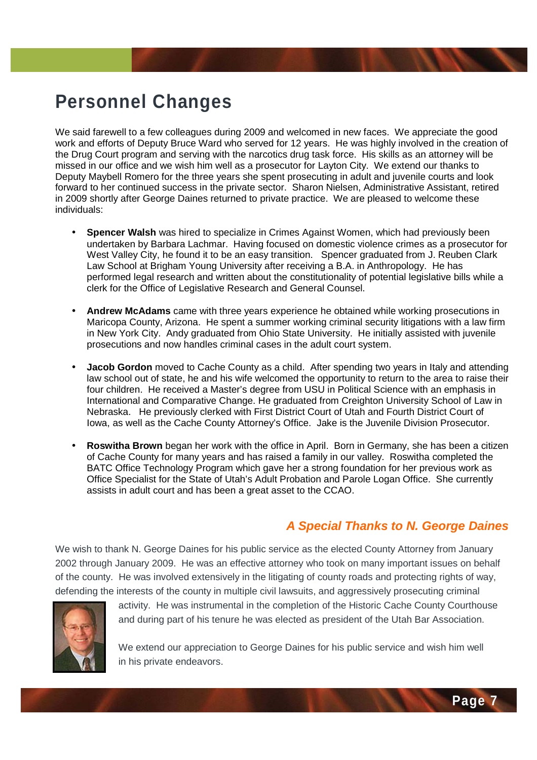# Personnel Changes

We said farewell to a few colleagues during 2009 and welcomed in new faces. We appreciate the good work and efforts of Deputy Bruce Ward who served for 12 years. He was highly involved in the creation of the Drug Court program and serving with the narcotics drug task force. His skills as an attorney will be missed in our office and we wish him well as a prosecutor for Layton City. We extend our thanks to Deputy Maybell Romero for the three years she spent prosecuting in adult and juvenile courts and look forward to her continued success in the private sector. Sharon Nielsen, Administrative Assistant, retired in 2009 shortly after George Daines returned to private practice. We are pleased to welcome these individuals:

- **Spencer Walsh** was hired to specialize in Crimes Against Women, which had previously been undertaken by Barbara Lachmar. Having focused on domestic violence crimes as a prosecutor for West Valley City, he found it to be an easy transition. Spencer graduated from J. Reuben Clark Law School at Brigham Young University after receiving a B.A. in Anthropology. He has performed legal research and written about the constitutionality of potential legislative bills while a clerk for the Office of Legislative Research and General Counsel.

- **Andrew McAdams** came with three years experience he obtained while working prosecutions in Maricopa County, Arizona. He spent a summer working criminal security litigations with a law firm in New York City. Andy graduated from Ohio State University. He initially assisted with juvenile prosecutions and now handles criminal cases in the adult court system.

- **Jacob Gordon** moved to Cache County as a child. After spending two years in Italy and attending law school out of state, he and his wife welcomed the opportunity to return to the area to raise their four children. He received a Master's degree from USU in Political Science with an emphasis in International and Comparative Change. He graduated from Creighton University School of Law in Nebraska. He previously clerked with First District Court of Utah and Fourth District Court of Iowa, as well as the Cache County Attorney's Office. Jake is the Juvenile Division Prosecutor.

- **Roswitha Brown** began her work with the office in April. Born in Germany, she has been a citizen of Cache County for many years and has raised a family in our valley. Roswitha completed the BATC Office Technology Program which gave her a strong foundation for her previous work as Office Specialist for the State of Utah's Adult Probation and Parole Logan Office. She currently assists in adult court and has been a great asset to the CCAO.

### *A Special Thanks to N. George Daines*

We wish to thank N. George Daines for his public service as the elected County Attorney from January 2002 through January 2009. He was an effective attorney who took on many important issues on behalf of the county. He was involved extensively in the litigating of county roads and protecting rights of way, defending the interests of the county in multiple civil lawsuits, and aggressively prosecuting criminal activity. He was instrumental in the completion of the Historic Cache County Courthouse and during part of his tenure he was elected as president of the Utah Bar Association.

We extend our appreciation to George Daines for his public service and wish him well in his private endeavors.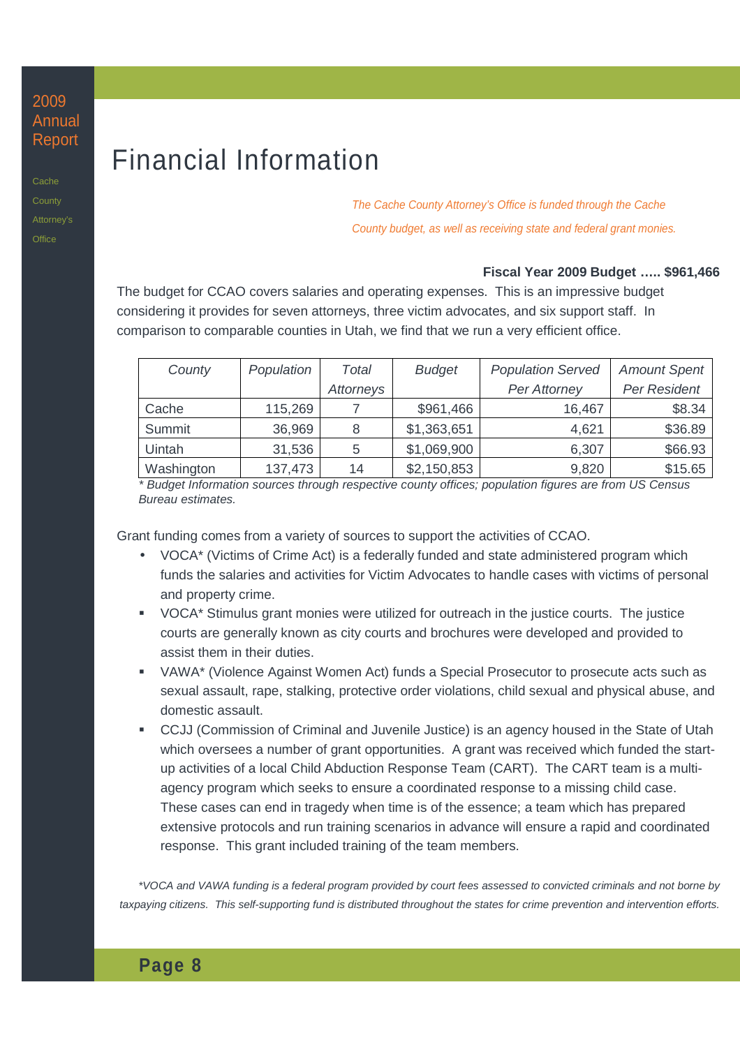# Financial Information

*The Cache County Attorney's Office is funded through the Cache County budget, as well as receiving state and federal grant monies.*

**Fiscal Year 2009 Budget ….. $961,466**

The budget for CCAO covers salaries and operating expenses. This is an impressive budget considering it provides for seven attorneys, three victim advocates, and six support staff. In comparison to comparable counties in Utah, we find that we run a very efficient office.

| *County* | *Population* | *Total Attorneys* | *Budget* | *Population Served Per Attorney* | *Amount Spent Per Resident* |
|---|---|---|---|---|---|
| Cache | 115,269 | 7 | $961,466 | 16,467 | $8.34 |
| Summit | 36,969 | 8 | $1,363,651 | 4,621 | $36.89 |
| Uintah | 31,536 | 5 | $1,069,900 | 6,307 | $66.93 |
| Washington | 137,473 | 14 | $2,150,853 | 9,820 | $15.65 |

*\* Budget Information sources through respective county offices; population figures are from US Census Bureau estimates.*

Grant funding comes from a variety of sources to support the activities of CCAO.

- VOCA* (Victims of Crime Act) is a federally funded and state administered program which funds the salaries and activities for Victim Advocates to handle cases with victims of personal and property crime.
- VOCA* Stimulus grant monies were utilized for outreach in the justice courts. The justice courts are generally known as city courts and brochures were developed and provided to assist them in their duties.
- VAWA* (Violence Against Women Act) funds a Special Prosecutor to prosecute acts such as sexual assault, rape, stalking, protective order violations, child sexual and physical abuse, and domestic assault.
- CCJJ (Commission of Criminal and Juvenile Justice) is an agency housed in the State of Utah which oversees a number of grant opportunities. A grant was received which funded the start-up activities of a local Child Abduction Response Team (CART). The CART team is a multi-agency program which seeks to ensure a coordinated response to a missing child case. These cases can end in tragedy when time is of the essence; a team which has prepared extensive protocols and run training scenarios in advance will ensure a rapid and coordinated response. This grant included training of the team members.

*\*VOCA and VAWA funding is a federal program provided by court fees assessed to convicted criminals and not borne by taxpaying citizens. This self-supporting fund is distributed throughout the states for crime prevention and intervention efforts.*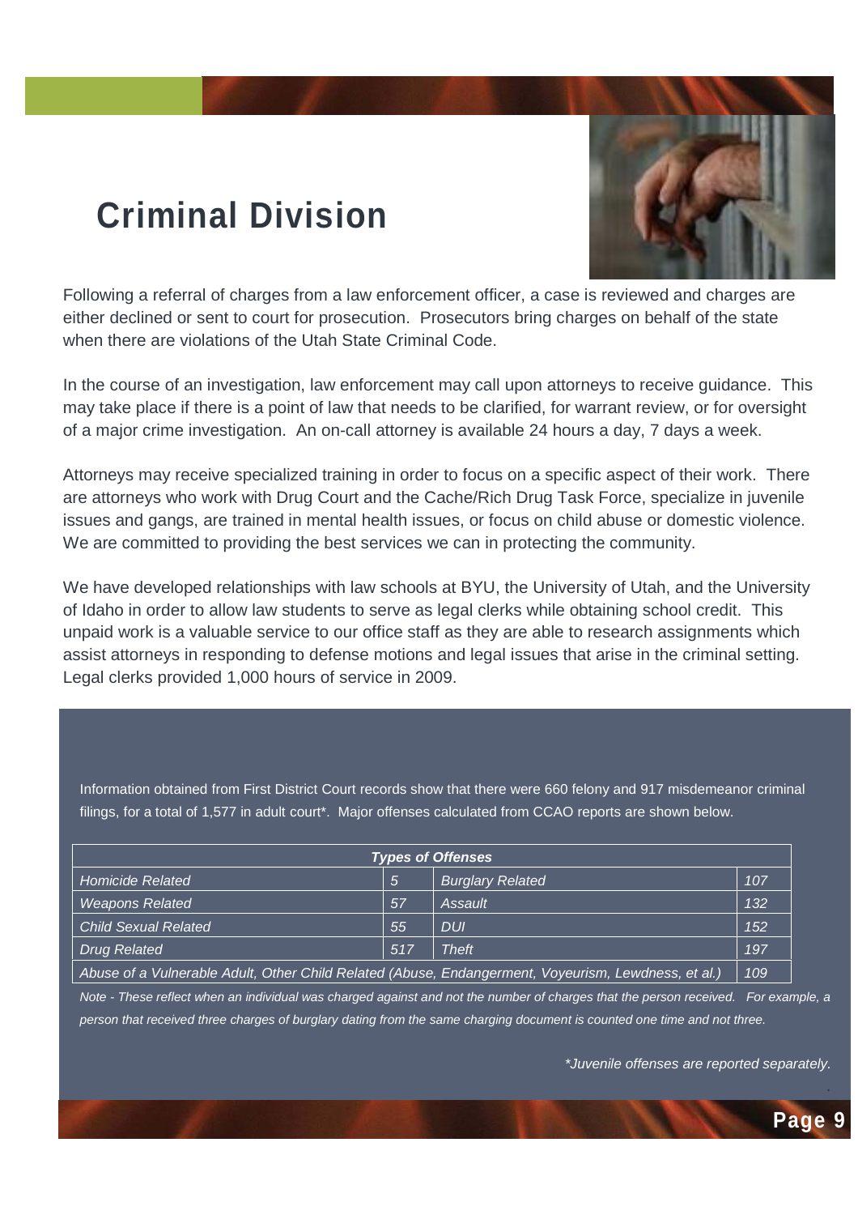# Criminal Division

Following a referral of charges from a law enforcement officer, a case is reviewed and charges are either declined or sent to court for prosecution. Prosecutors bring charges on behalf of the state when there are violations of the Utah State Criminal Code.

In the course of an investigation, law enforcement may call upon attorneys to receive guidance. This may take place if there is a point of law that needs to be clarified, for warrant review, or for oversight of a major crime investigation. An on-call attorney is available 24 hours a day, 7 days a week.

Attorneys may receive specialized training in order to focus on a specific aspect of their work. There are attorneys who work with Drug Court and the Cache/Rich Drug Task Force, specialize in juvenile issues and gangs, are trained in mental health issues, or focus on child abuse or domestic violence. We are committed to providing the best services we can in protecting the community.

We have developed relationships with law schools at BYU, the University of Utah, and the University of Idaho in order to allow law students to serve as legal clerks while obtaining school credit. This unpaid work is a valuable service to our office staff as they are able to research assignments which assist attorneys in responding to defense motions and legal issues that arise in the criminal setting. Legal clerks provided 1,000 hours of service in 2009.

Information obtained from First District Court records show that there were 660 felony and 917 misdemeanor criminal filings, for a total of 1,577 in adult court*. Major offenses calculated from CCAO reports are shown below.

| *Types of Offenses* | | | |
|---|---|---|---|
| *Homicide Related* | *5* | *Burglary Related* | *107* |
| *Weapons Related* | *57* | *Assault* | *132* |
| *Child Sexual Related* | *55* | *DUI* | *152* |
| *Drug Related* | *517* | *Theft* | *197* |
| *Abuse of a Vulnerable Adult, Other Child Related (Abuse, Endangerment, Voyeurism, Lewdness, et al.)* | | | *109* |

*Note - These reflect when an individual was charged against and not the number of charges that the person received. For example, a person that received three charges of burglary dating from the same charging document is counted one time and not three.*

*\*Juvenile offenses are reported separately.*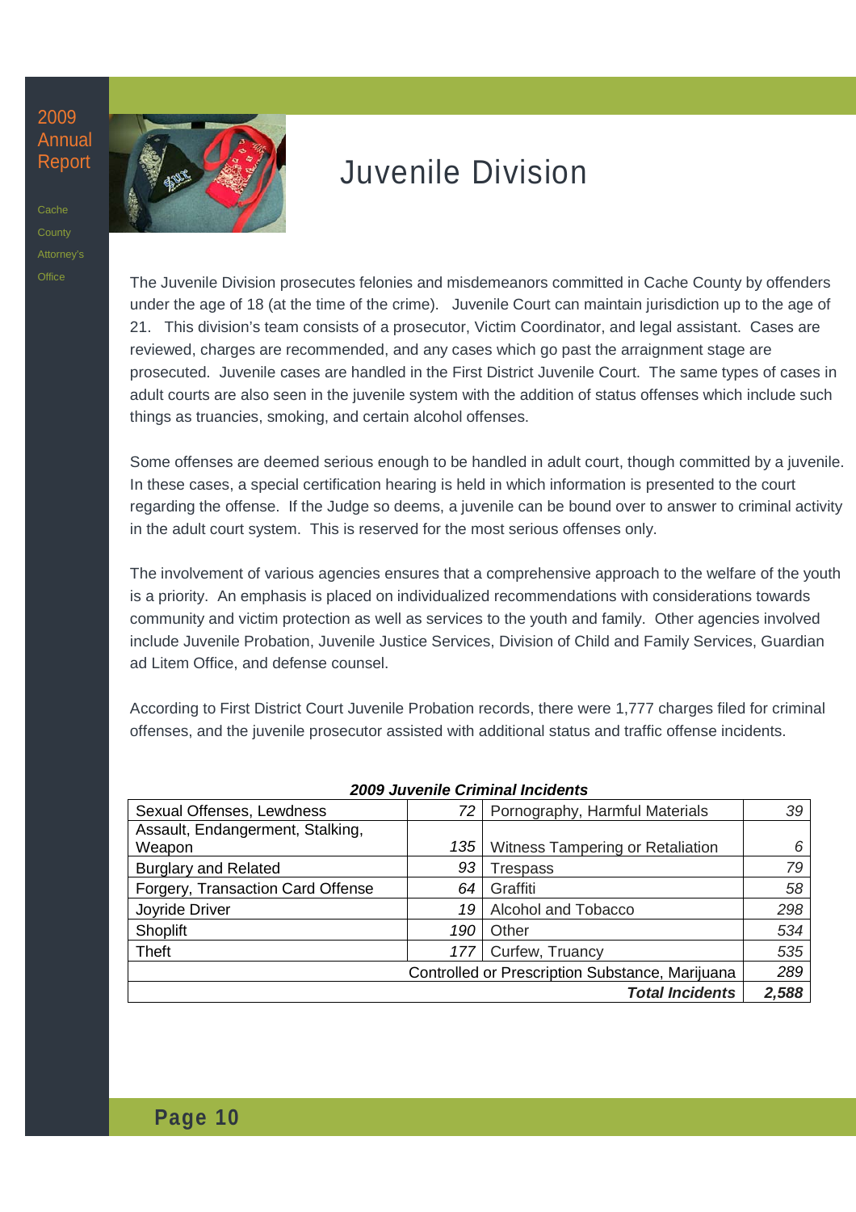# Juvenile Division

The Juvenile Division prosecutes felonies and misdemeanors committed in Cache County by offenders under the age of 18 (at the time of the crime). Juvenile Court can maintain jurisdiction up to the age of 21. This division's team consists of a prosecutor, Victim Coordinator, and legal assistant. Cases are reviewed, charges are recommended, and any cases which go past the arraignment stage are prosecuted. Juvenile cases are handled in the First District Juvenile Court. The same types of cases in adult courts are also seen in the juvenile system with the addition of status offenses which include such things as truancies, smoking, and certain alcohol offenses.

Some offenses are deemed serious enough to be handled in adult court, though committed by a juvenile. In these cases, a special certification hearing is held in which information is presented to the court regarding the offense. If the Judge so deems, a juvenile can be bound over to answer to criminal activity in the adult court system. This is reserved for the most serious offenses only.

The involvement of various agencies ensures that a comprehensive approach to the welfare of the youth is a priority. An emphasis is placed on individualized recommendations with considerations towards community and victim protection as well as services to the youth and family. Other agencies involved include Juvenile Probation, Juvenile Justice Services, Division of Child and Family Services, Guardian ad Litem Office, and defense counsel.

According to First District Court Juvenile Probation records, there were 1,777 charges filed for criminal offenses, and the juvenile prosecutor assisted with additional status and traffic offense incidents.

***2009 Juvenile Criminal Incidents***

| | | | |
|---|---|---|---|
| Sexual Offenses, Lewdness | *72* | Pornography, Harmful Materials | *39* |
| Assault, Endangerment, Stalking, Weapon | *135* | Witness Tampering or Retaliation | *6* |
| Burglary and Related | *93* | Trespass | *79* |
| Forgery, Transaction Card Offense | *64* | Graffiti | *58* |
| Joyride Driver | *19* | Alcohol and Tobacco | *298* |
| Shoplift | *190* | Other | *534* |
| Theft | *177* | Curfew, Truancy | *535* |
| | | Controlled or Prescription Substance, Marijuana | *289* |
| | | ***Total Incidents*** | ***2,588*** |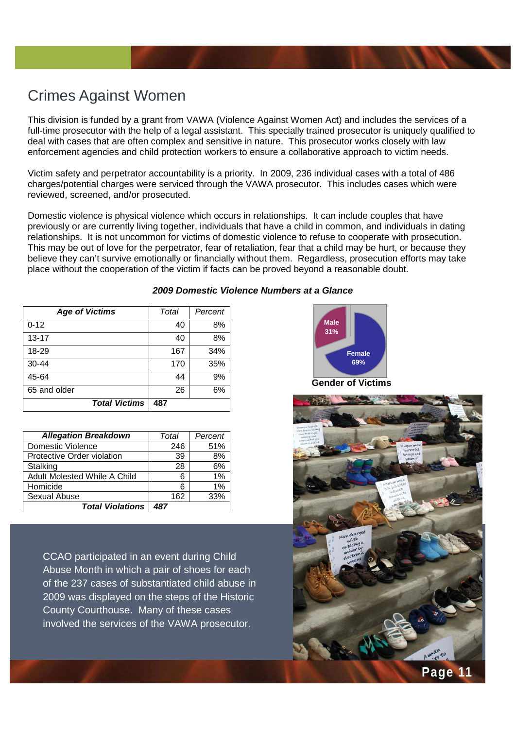# Crimes Against Women

This division is funded by a grant from VAWA (Violence Against Women Act) and includes the services of a full-time prosecutor with the help of a legal assistant. This specially trained prosecutor is uniquely qualified to deal with cases that are often complex and sensitive in nature. This prosecutor works closely with law enforcement agencies and child protection workers to ensure a collaborative approach to victim needs.

Victim safety and perpetrator accountability is a priority. In 2009, 236 individual cases with a total of 486 charges/potential charges were serviced through the VAWA prosecutor. This includes cases which were reviewed, screened, and/or prosecuted.

Domestic violence is physical violence which occurs in relationships. It can include couples that have previously or are currently living together, individuals that have a child in common, and individuals in dating relationships. It is not uncommon for victims of domestic violence to refuse to cooperate with prosecution. This may be out of love for the perpetrator, fear of retaliation, fear that a child may be hurt, or because they believe they can't survive emotionally or financially without them. Regardless, prosecution efforts may take place without the cooperation of the victim if facts can be proved beyond a reasonable doubt.

***2009 Domestic Violence Numbers at a Glance***

| *Age of Victims* | *Total* | *Percent* |
|---|---|---|
| 0-12 | 40 | 8% |
| 13-17 | 40 | 8% |
| 18-29 | 167 | 34% |
| 30-44 | 170 | 35% |
| 45-64 | 44 | 9% |
| 65 and older | 26 | 6% |
| ***Total Victims*** | **487** | |

Male 31%

Female 69%

**Gender of Victims**

| *Allegation Breakdown* | *Total* | *Percent* |
|---|---|---|
| Domestic Violence | 246 | 51% |
| Protective Order violation | 39 | 8% |
| Stalking | 28 | 6% |
| Adult Molested While A Child | 6 | 1% |
| Homicide | 6 | 1% |
| Sexual Abuse | 162 | 33% |
| ***Total Violations*** | ***487*** | |

CCAO participated in an event during Child Abuse Month in which a pair of shoes for each of the 237 cases of substantiated child abuse in 2009 was displayed on the steps of the Historic County Courthouse. Many of these cases involved the services of the VAWA prosecutor.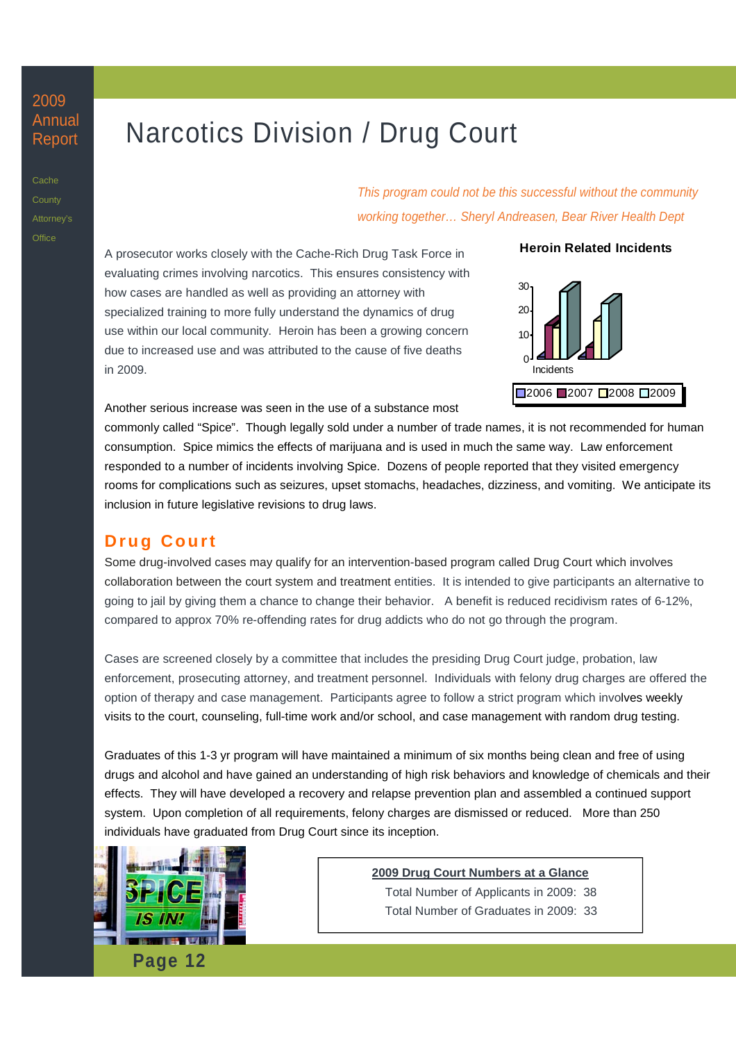# Narcotics Division / Drug Court

*This program could not be this successful without the community working together… Sheryl Andreasen, Bear River Health Dept*

A prosecutor works closely with the Cache-Rich Drug Task Force in evaluating crimes involving narcotics. This ensures consistency with how cases are handled as well as providing an attorney with specialized training to more fully understand the dynamics of drug use within our local community. Heroin has been a growing concern due to increased use and was attributed to the cause of five deaths in 2009.

**Heroin Related Incidents**

30
20
10
0
Incidents

2006 2007 2008 2009

Another serious increase was seen in the use of a substance most commonly called "Spice". Though legally sold under a number of trade names, it is not recommended for human consumption. Spice mimics the effects of marijuana and is used in much the same way. Law enforcement responded to a number of incidents involving Spice. Dozens of people reported that they visited emergency rooms for complications such as seizures, upset stomachs, headaches, dizziness, and vomiting. We anticipate its inclusion in future legislative revisions to drug laws.

## Drug Court

Some drug-involved cases may qualify for an intervention-based program called Drug Court which involves collaboration between the court system and treatment entities. It is intended to give participants an alternative to going to jail by giving them a chance to change their behavior. A benefit is reduced recidivism rates of 6-12%, compared to approx 70% re-offending rates for drug addicts who do not go through the program.

Cases are screened closely by a committee that includes the presiding Drug Court judge, probation, law enforcement, prosecuting attorney, and treatment personnel. Individuals with felony drug charges are offered the option of therapy and case management. Participants agree to follow a strict program which involves weekly visits to the court, counseling, full-time work and/or school, and case management with random drug testing.

Graduates of this 1-3 yr program will have maintained a minimum of six months being clean and free of using drugs and alcohol and have gained an understanding of high risk behaviors and knowledge of chemicals and their effects. They will have developed a recovery and relapse prevention plan and assembled a continued support system. Upon completion of all requirements, felony charges are dismissed or reduced. More than 250 individuals have graduated from Drug Court since its inception.

**2009 Drug Court Numbers at a Glance**

Total Number of Applicants in 2009: 38

Total Number of Graduates in 2009: 33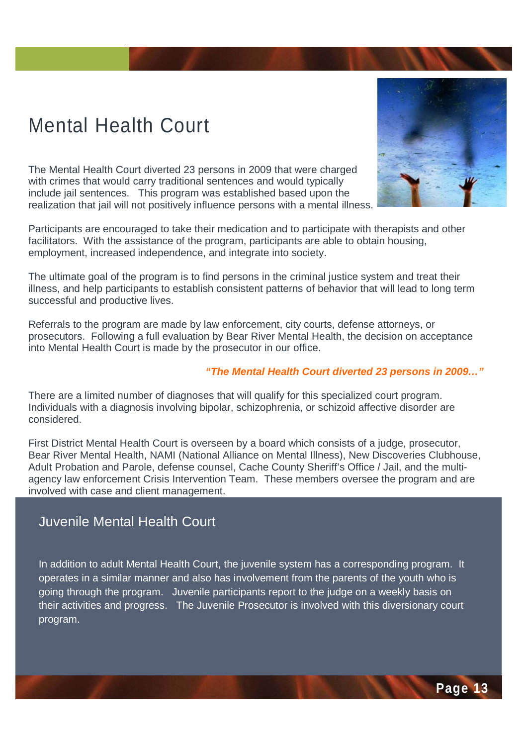# Mental Health Court

The Mental Health Court diverted 23 persons in 2009 that were charged with crimes that would carry traditional sentences and would typically include jail sentences. This program was established based upon the realization that jail will not positively influence persons with a mental illness.

Participants are encouraged to take their medication and to participate with therapists and other facilitators. With the assistance of the program, participants are able to obtain housing, employment, increased independence, and integrate into society.

The ultimate goal of the program is to find persons in the criminal justice system and treat their illness, and help participants to establish consistent patterns of behavior that will lead to long term successful and productive lives.

Referrals to the program are made by law enforcement, city courts, defense attorneys, or prosecutors. Following a full evaluation by Bear River Mental Health, the decision on acceptance into Mental Health Court is made by the prosecutor in our office.

***"The Mental Health Court diverted 23 persons in 2009…"***

There are a limited number of diagnoses that will qualify for this specialized court program. Individuals with a diagnosis involving bipolar, schizophrenia, or schizoid affective disorder are considered.

First District Mental Health Court is overseen by a board which consists of a judge, prosecutor, Bear River Mental Health, NAMI (National Alliance on Mental Illness), New Discoveries Clubhouse, Adult Probation and Parole, defense counsel, Cache County Sheriff's Office / Jail, and the multi-agency law enforcement Crisis Intervention Team. These members oversee the program and are involved with case and client management.

## Juvenile Mental Health Court

In addition to adult Mental Health Court, the juvenile system has a corresponding program. It operates in a similar manner and also has involvement from the parents of the youth who is going through the program. Juvenile participants report to the judge on a weekly basis on their activities and progress. The Juvenile Prosecutor is involved with this diversionary court program.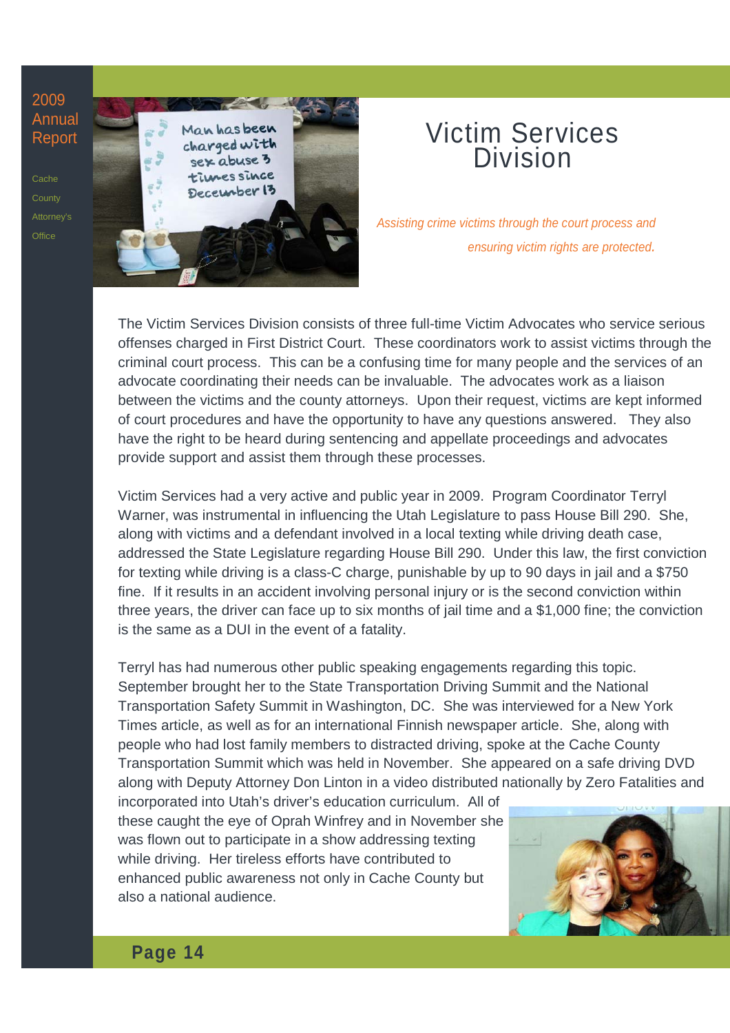# Victim Services Division

*Assisting crime victims through the court process and ensuring victim rights are protected.*

The Victim Services Division consists of three full-time Victim Advocates who service serious offenses charged in First District Court. These coordinators work to assist victims through the criminal court process. This can be a confusing time for many people and the services of an advocate coordinating their needs can be invaluable. The advocates work as a liaison between the victims and the county attorneys. Upon their request, victims are kept informed of court procedures and have the opportunity to have any questions answered. They also have the right to be heard during sentencing and appellate proceedings and advocates provide support and assist them through these processes.

Victim Services had a very active and public year in 2009. Program Coordinator Terryl Warner, was instrumental in influencing the Utah Legislature to pass House Bill 290. She, along with victims and a defendant involved in a local texting while driving death case, addressed the State Legislature regarding House Bill 290. Under this law, the first conviction for texting while driving is a class-C charge, punishable by up to 90 days in jail and a $750 fine. If it results in an accident involving personal injury or is the second conviction within three years, the driver can face up to six months of jail time and a $1,000 fine; the conviction is the same as a DUI in the event of a fatality.

Terryl has had numerous other public speaking engagements regarding this topic. September brought her to the State Transportation Driving Summit and the National Transportation Safety Summit in Washington, DC. She was interviewed for a New York Times article, as well as for an international Finnish newspaper article. She, along with people who had lost family members to distracted driving, spoke at the Cache County Transportation Summit which was held in November. She appeared on a safe driving DVD along with Deputy Attorney Don Linton in a video distributed nationally by Zero Fatalities and incorporated into Utah's driver's education curriculum. All of these caught the eye of Oprah Winfrey and in November she was flown out to participate in a show addressing texting while driving. Her tireless efforts have contributed to enhanced public awareness not only in Cache County but also a national audience.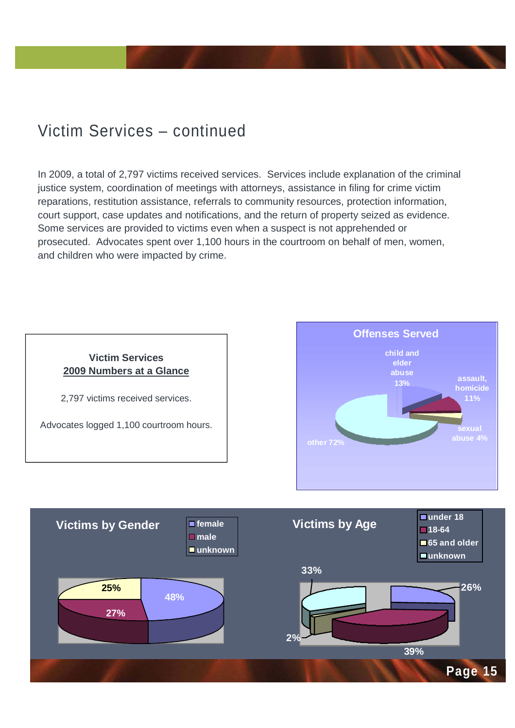# Victim Services – continued

In 2009, a total of 2,797 victims received services. Services include explanation of the criminal justice system, coordination of meetings with attorneys, assistance in filing for crime victim reparations, restitution assistance, referrals to community resources, protection information, court support, case updates and notifications, and the return of property seized as evidence. Some services are provided to victims even when a suspect is not apprehended or prosecuted. Advocates spent over 1,100 hours in the courtroom on behalf of men, women, and children who were impacted by crime.

**Victim Services**
**2009 Numbers at a Glance**

2,797 victims received services.

Advocates logged 1,100 courtroom hours.

**Offenses Served**

child and elder abuse 13%
assault, homicide 11%
sexual abuse 4%
other 72%

**Victims by Gender**

female
male
unknown

48%
27%
25%

**Victims by Age**

under 18
18-64
65 and older
unknown

26%
39%
2%
33%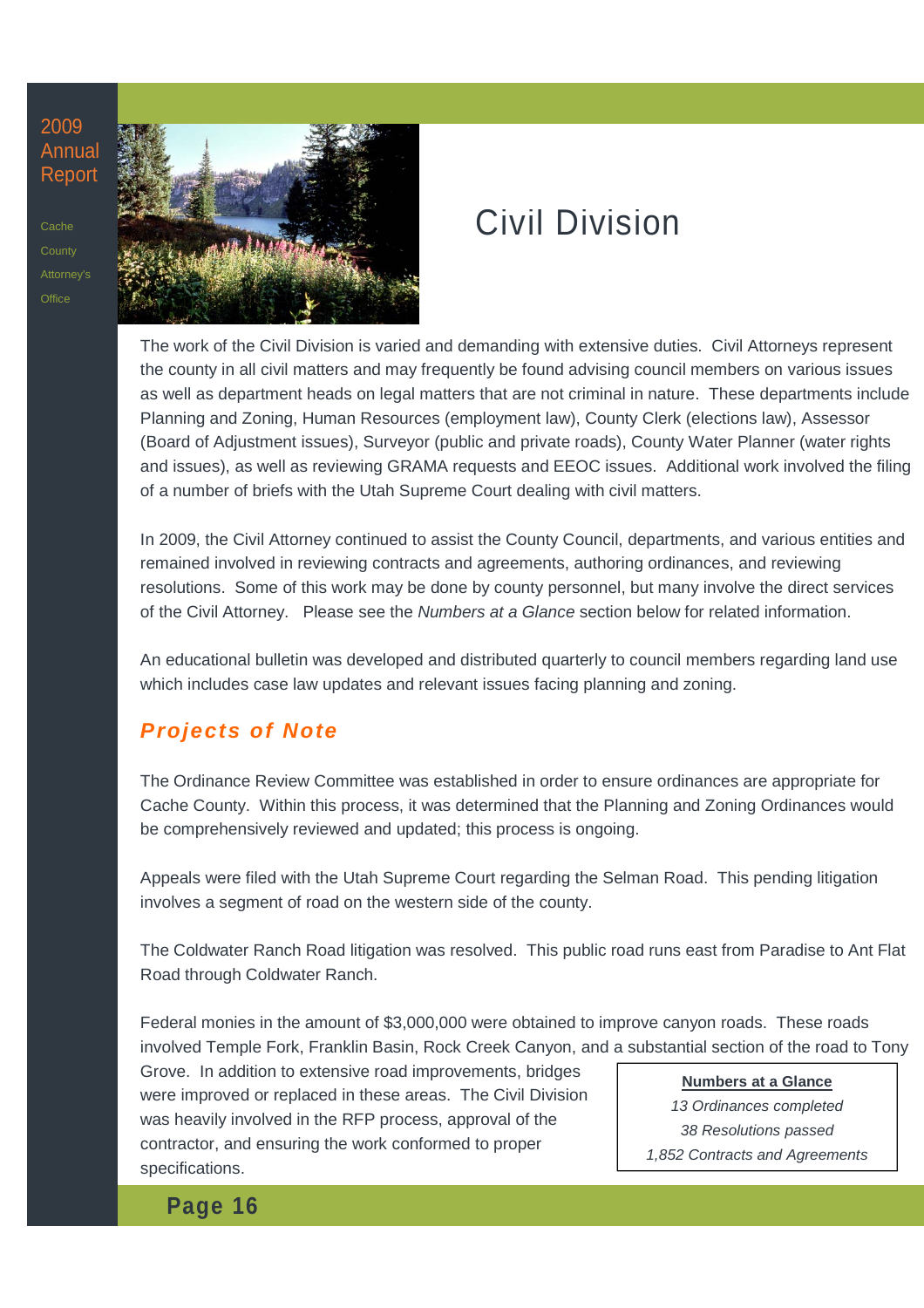# Civil Division

The work of the Civil Division is varied and demanding with extensive duties. Civil Attorneys represent the county in all civil matters and may frequently be found advising council members on various issues as well as department heads on legal matters that are not criminal in nature. These departments include Planning and Zoning, Human Resources (employment law), County Clerk (elections law), Assessor (Board of Adjustment issues), Surveyor (public and private roads), County Water Planner (water rights and issues), as well as reviewing GRAMA requests and EEOC issues. Additional work involved the filing of a number of briefs with the Utah Supreme Court dealing with civil matters.

In 2009, the Civil Attorney continued to assist the County Council, departments, and various entities and remained involved in reviewing contracts and agreements, authoring ordinances, and reviewing resolutions. Some of this work may be done by county personnel, but many involve the direct services of the Civil Attorney. Please see the *Numbers at a Glance* section below for related information.

An educational bulletin was developed and distributed quarterly to council members regarding land use which includes case law updates and relevant issues facing planning and zoning.

## *Projects of Note*

The Ordinance Review Committee was established in order to ensure ordinances are appropriate for Cache County. Within this process, it was determined that the Planning and Zoning Ordinances would be comprehensively reviewed and updated; this process is ongoing.

Appeals were filed with the Utah Supreme Court regarding the Selman Road. This pending litigation involves a segment of road on the western side of the county.

The Coldwater Ranch Road litigation was resolved. This public road runs east from Paradise to Ant Flat Road through Coldwater Ranch.

Federal monies in the amount of $3,000,000 were obtained to improve canyon roads. These roads involved Temple Fork, Franklin Basin, Rock Creek Canyon, and a substantial section of the road to Tony Grove. In addition to extensive road improvements, bridges were improved or replaced in these areas. The Civil Division was heavily involved in the RFP process, approval of the contractor, and ensuring the work conformed to proper specifications.

**Numbers at a Glance**

*13 Ordinances completed*

*38 Resolutions passed*

*1,852 Contracts and Agreements*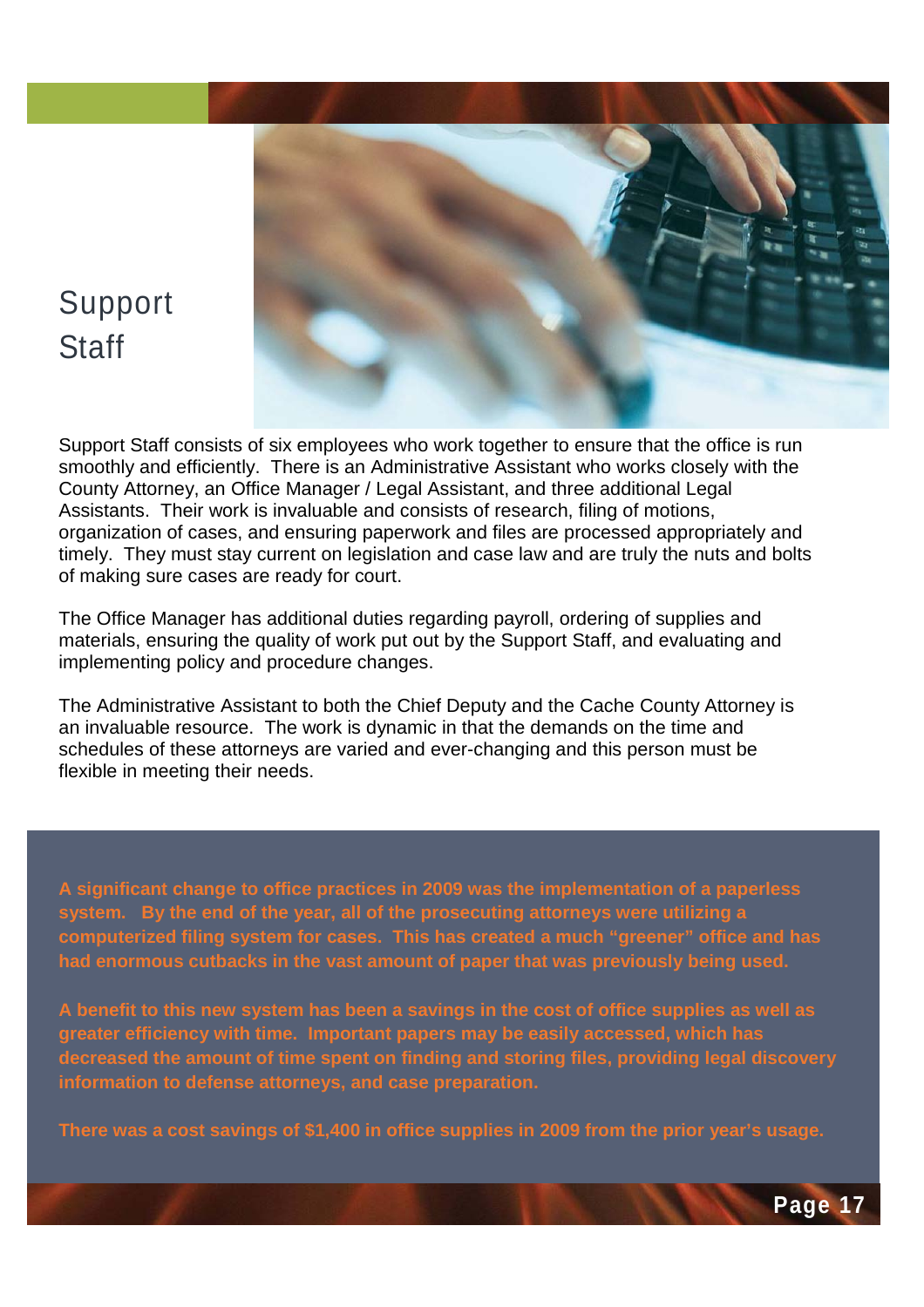# Support Staff

Support Staff consists of six employees who work together to ensure that the office is run smoothly and efficiently. There is an Administrative Assistant who works closely with the County Attorney, an Office Manager / Legal Assistant, and three additional Legal Assistants. Their work is invaluable and consists of research, filing of motions, organization of cases, and ensuring paperwork and files are processed appropriately and timely. They must stay current on legislation and case law and are truly the nuts and bolts of making sure cases are ready for court.

The Office Manager has additional duties regarding payroll, ordering of supplies and materials, ensuring the quality of work put out by the Support Staff, and evaluating and implementing policy and procedure changes.

The Administrative Assistant to both the Chief Deputy and the Cache County Attorney is an invaluable resource. The work is dynamic in that the demands on the time and schedules of these attorneys are varied and ever-changing and this person must be flexible in meeting their needs.

**A significant change to office practices in 2009 was the implementation of a paperless system. By the end of the year, all of the prosecuting attorneys were utilizing a computerized filing system for cases. This has created a much “greener” office and has had enormous cutbacks in the vast amount of paper that was previously being used.**

**A benefit to this new system has been a savings in the cost of office supplies as well as greater efficiency with time. Important papers may be easily accessed, which has decreased the amount of time spent on finding and storing files, providing legal discovery information to defense attorneys, and case preparation.**

**There was a cost savings of $1,400 in office supplies in 2009 from the prior year’s usage.**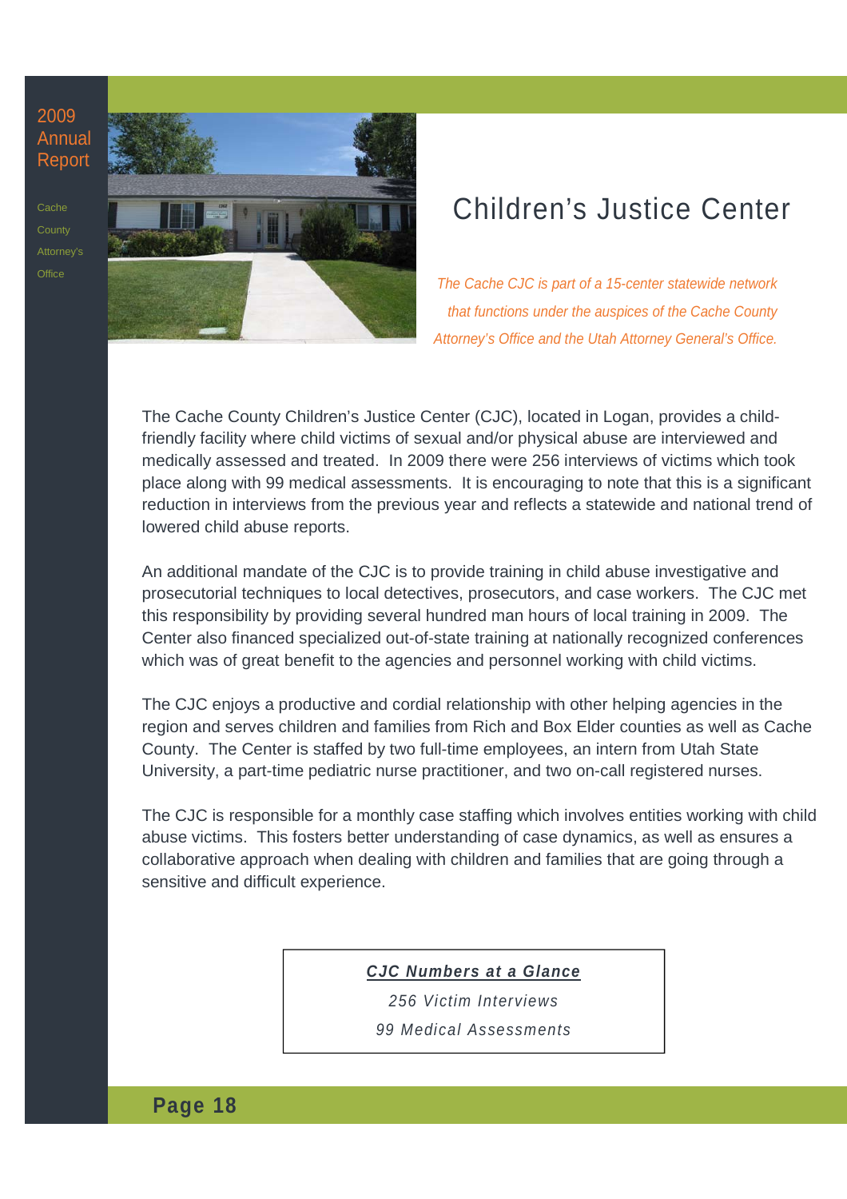# Children's Justice Center

*The Cache CJC is part of a 15-center statewide network that functions under the auspices of the Cache County Attorney's Office and the Utah Attorney General's Office.*

The Cache County Children's Justice Center (CJC), located in Logan, provides a child-friendly facility where child victims of sexual and/or physical abuse are interviewed and medically assessed and treated. In 2009 there were 256 interviews of victims which took place along with 99 medical assessments. It is encouraging to note that this is a significant reduction in interviews from the previous year and reflects a statewide and national trend of lowered child abuse reports.

An additional mandate of the CJC is to provide training in child abuse investigative and prosecutorial techniques to local detectives, prosecutors, and case workers. The CJC met this responsibility by providing several hundred man hours of local training in 2009. The Center also financed specialized out-of-state training at nationally recognized conferences which was of great benefit to the agencies and personnel working with child victims.

The CJC enjoys a productive and cordial relationship with other helping agencies in the region and serves children and families from Rich and Box Elder counties as well as Cache County. The Center is staffed by two full-time employees, an intern from Utah State University, a part-time pediatric nurse practitioner, and two on-call registered nurses.

The CJC is responsible for a monthly case staffing which involves entities working with child abuse victims. This fosters better understanding of case dynamics, as well as ensures a collaborative approach when dealing with children and families that are going through a sensitive and difficult experience.

***CJC Numbers at a Glance***

*256 Victim Interviews*

*99 Medical Assessments*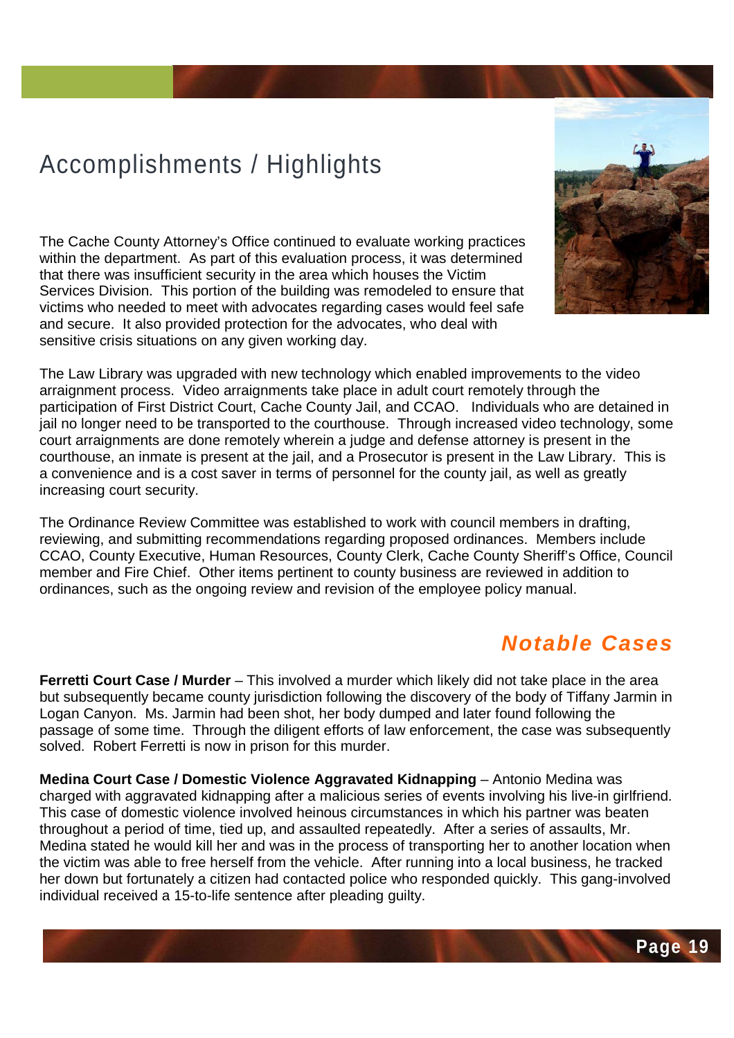# Accomplishments / Highlights

The Cache County Attorney's Office continued to evaluate working practices within the department. As part of this evaluation process, it was determined that there was insufficient security in the area which houses the Victim Services Division. This portion of the building was remodeled to ensure that victims who needed to meet with advocates regarding cases would feel safe and secure. It also provided protection for the advocates, who deal with sensitive crisis situations on any given working day.

The Law Library was upgraded with new technology which enabled improvements to the video arraignment process. Video arraignments take place in adult court remotely through the participation of First District Court, Cache County Jail, and CCAO. Individuals who are detained in jail no longer need to be transported to the courthouse. Through increased video technology, some court arraignments are done remotely wherein a judge and defense attorney is present in the courthouse, an inmate is present at the jail, and a Prosecutor is present in the Law Library. This is a convenience and is a cost saver in terms of personnel for the county jail, as well as greatly increasing court security.

The Ordinance Review Committee was established to work with council members in drafting, reviewing, and submitting recommendations regarding proposed ordinances. Members include CCAO, County Executive, Human Resources, County Clerk, Cache County Sheriff's Office, Council member and Fire Chief. Other items pertinent to county business are reviewed in addition to ordinances, such as the ongoing review and revision of the employee policy manual.

## *Notable Cases*

**Ferretti Court Case / Murder** – This involved a murder which likely did not take place in the area but subsequently became county jurisdiction following the discovery of the body of Tiffany Jarmin in Logan Canyon. Ms. Jarmin had been shot, her body dumped and later found following the passage of some time. Through the diligent efforts of law enforcement, the case was subsequently solved. Robert Ferretti is now in prison for this murder.

**Medina Court Case / Domestic Violence Aggravated Kidnapping** – Antonio Medina was charged with aggravated kidnapping after a malicious series of events involving his live-in girlfriend. This case of domestic violence involved heinous circumstances in which his partner was beaten throughout a period of time, tied up, and assaulted repeatedly. After a series of assaults, Mr. Medina stated he would kill her and was in the process of transporting her to another location when the victim was able to free herself from the vehicle. After running into a local business, he tracked her down but fortunately a citizen had contacted police who responded quickly. This gang-involved individual received a 15-to-life sentence after pleading guilty.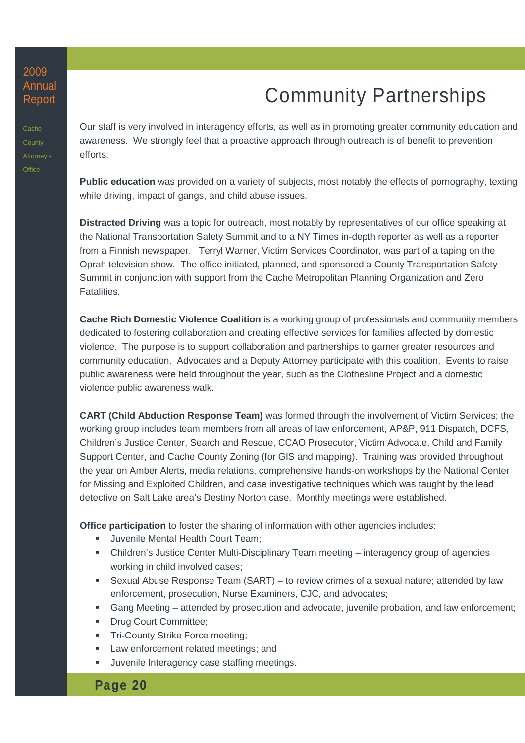# Community Partnerships

Our staff is very involved in interagency efforts, as well as in promoting greater community education and awareness. We strongly feel that a proactive approach through outreach is of benefit to prevention efforts.

**Public education** was provided on a variety of subjects, most notably the effects of pornography, texting while driving, impact of gangs, and child abuse issues.

**Distracted Driving** was a topic for outreach, most notably by representatives of our office speaking at the National Transportation Safety Summit and to a NY Times in-depth reporter as well as a reporter from a Finnish newspaper. Terryl Warner, Victim Services Coordinator, was part of a taping on the Oprah television show. The office initiated, planned, and sponsored a County Transportation Safety Summit in conjunction with support from the Cache Metropolitan Planning Organization and Zero Fatalities.

**Cache Rich Domestic Violence Coalition** is a working group of professionals and community members dedicated to fostering collaboration and creating effective services for families affected by domestic violence. The purpose is to support collaboration and partnerships to garner greater resources and community education. Advocates and a Deputy Attorney participate with this coalition. Events to raise public awareness were held throughout the year, such as the Clothesline Project and a domestic violence public awareness walk.

**CART (Child Abduction Response Team)** was formed through the involvement of Victim Services; the working group includes team members from all areas of law enforcement, AP&P, 911 Dispatch, DCFS, Children's Justice Center, Search and Rescue, CCAO Prosecutor, Victim Advocate, Child and Family Support Center, and Cache County Zoning (for GIS and mapping). Training was provided throughout the year on Amber Alerts, media relations, comprehensive hands-on workshops by the National Center for Missing and Exploited Children, and case investigative techniques which was taught by the lead detective on Salt Lake area's Destiny Norton case. Monthly meetings were established.

**Office participation** to foster the sharing of information with other agencies includes:

- Juvenile Mental Health Court Team;
- Children's Justice Center Multi-Disciplinary Team meeting – interagency group of agencies working in child involved cases;
- Sexual Abuse Response Team (SART) – to review crimes of a sexual nature; attended by law enforcement, prosecution, Nurse Examiners, CJC, and advocates;
- Gang Meeting – attended by prosecution and advocate, juvenile probation, and law enforcement;
- Drug Court Committee;
- Tri-County Strike Force meeting;
- Law enforcement related meetings; and
- Juvenile Interagency case staffing meetings.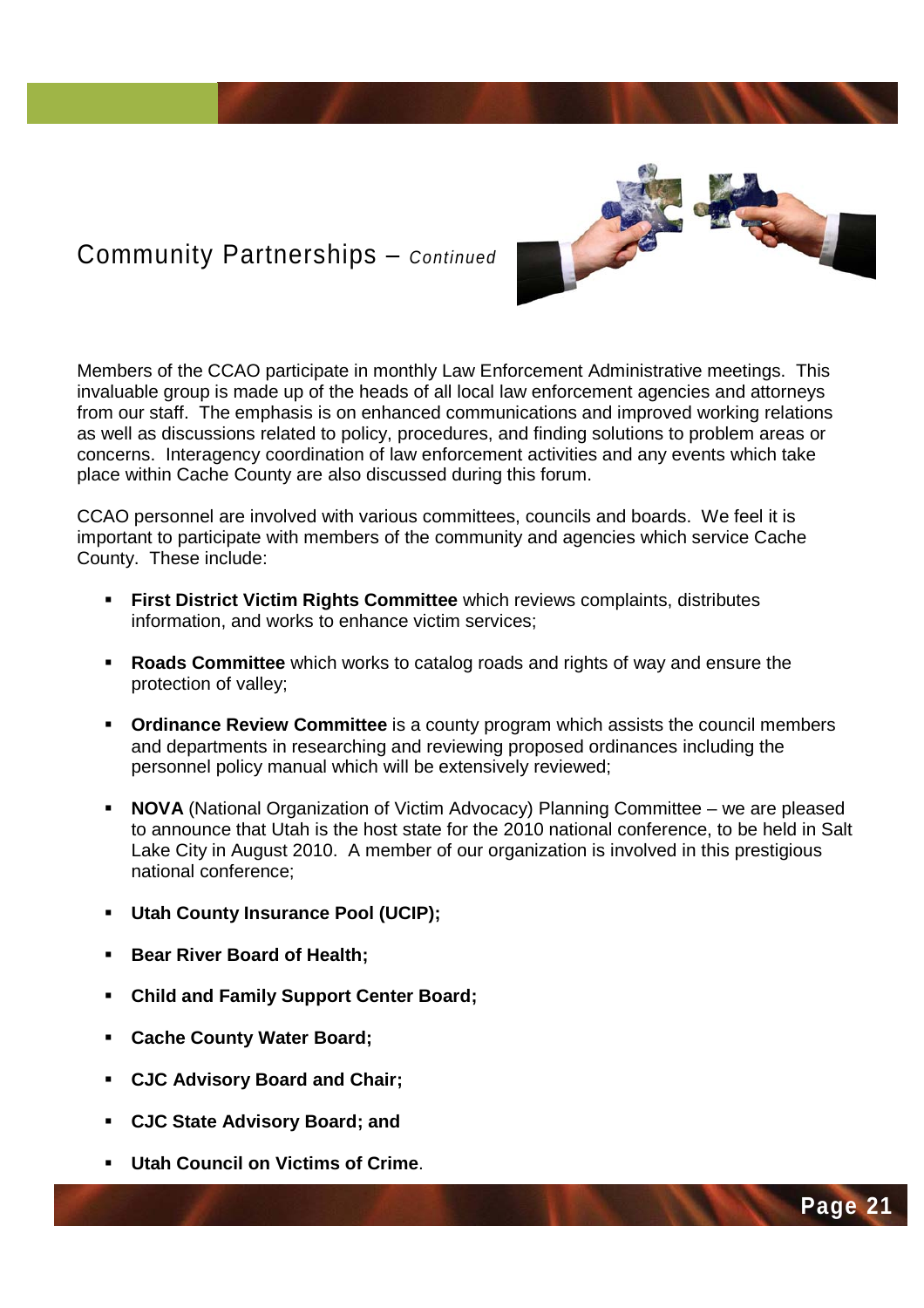## Community Partnerships – *Continued*

Members of the CCAO participate in monthly Law Enforcement Administrative meetings. This invaluable group is made up of the heads of all local law enforcement agencies and attorneys from our staff. The emphasis is on enhanced communications and improved working relations as well as discussions related to policy, procedures, and finding solutions to problem areas or concerns. Interagency coordination of law enforcement activities and any events which take place within Cache County are also discussed during this forum.

CCAO personnel are involved with various committees, councils and boards. We feel it is important to participate with members of the community and agencies which service Cache County. These include:

- **First District Victim Rights Committee** which reviews complaints, distributes information, and works to enhance victim services;
- **Roads Committee** which works to catalog roads and rights of way and ensure the protection of valley;
- **Ordinance Review Committee** is a county program which assists the council members and departments in researching and reviewing proposed ordinances including the personnel policy manual which will be extensively reviewed;
- **NOVA** (National Organization of Victim Advocacy) Planning Committee – we are pleased to announce that Utah is the host state for the 2010 national conference, to be held in Salt Lake City in August 2010. A member of our organization is involved in this prestigious national conference;
- **Utah County Insurance Pool (UCIP);**
- **Bear River Board of Health;**
- **Child and Family Support Center Board;**
- **Cache County Water Board;**
- **CJC Advisory Board and Chair;**
- **CJC State Advisory Board; and**
- **Utah Council on Victims of Crime**.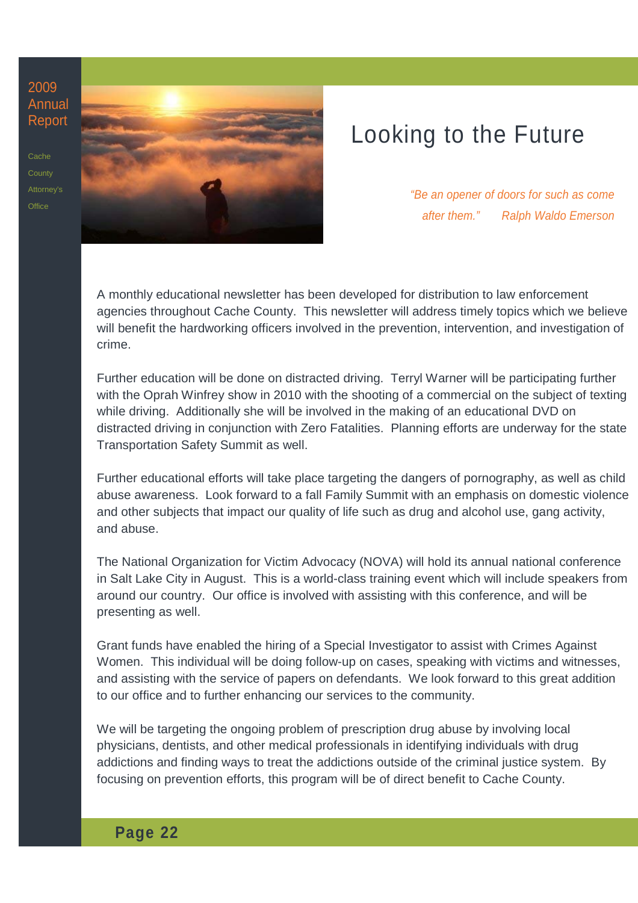# Looking to the Future

*"Be an opener of doors for such as come after them."     Ralph Waldo Emerson*

A monthly educational newsletter has been developed for distribution to law enforcement agencies throughout Cache County. This newsletter will address timely topics which we believe will benefit the hardworking officers involved in the prevention, intervention, and investigation of crime.

Further education will be done on distracted driving. Terryl Warner will be participating further with the Oprah Winfrey show in 2010 with the shooting of a commercial on the subject of texting while driving. Additionally she will be involved in the making of an educational DVD on distracted driving in conjunction with Zero Fatalities. Planning efforts are underway for the state Transportation Safety Summit as well.

Further educational efforts will take place targeting the dangers of pornography, as well as child abuse awareness. Look forward to a fall Family Summit with an emphasis on domestic violence and other subjects that impact our quality of life such as drug and alcohol use, gang activity, and abuse.

The National Organization for Victim Advocacy (NOVA) will hold its annual national conference in Salt Lake City in August. This is a world-class training event which will include speakers from around our country. Our office is involved with assisting with this conference, and will be presenting as well.

Grant funds have enabled the hiring of a Special Investigator to assist with Crimes Against Women. This individual will be doing follow-up on cases, speaking with victims and witnesses, and assisting with the service of papers on defendants. We look forward to this great addition to our office and to further enhancing our services to the community.

We will be targeting the ongoing problem of prescription drug abuse by involving local physicians, dentists, and other medical professionals in identifying individuals with drug addictions and finding ways to treat the addictions outside of the criminal justice system. By focusing on prevention efforts, this program will be of direct benefit to Cache County.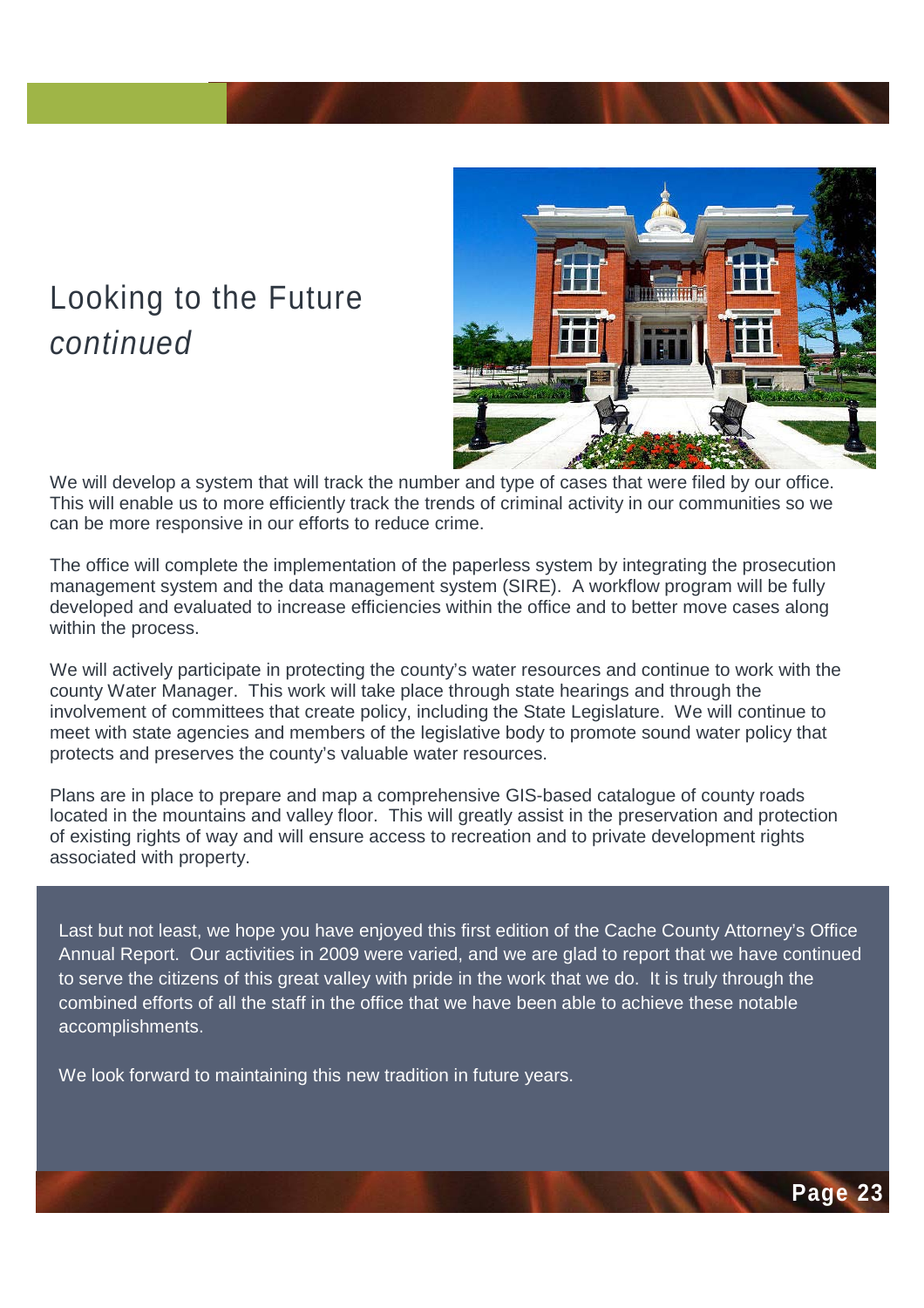# Looking to the Future *continued*

We will develop a system that will track the number and type of cases that were filed by our office. This will enable us to more efficiently track the trends of criminal activity in our communities so we can be more responsive in our efforts to reduce crime.

The office will complete the implementation of the paperless system by integrating the prosecution management system and the data management system (SIRE). A workflow program will be fully developed and evaluated to increase efficiencies within the office and to better move cases along within the process.

We will actively participate in protecting the county's water resources and continue to work with the county Water Manager. This work will take place through state hearings and through the involvement of committees that create policy, including the State Legislature. We will continue to meet with state agencies and members of the legislative body to promote sound water policy that protects and preserves the county's valuable water resources.

Plans are in place to prepare and map a comprehensive GIS-based catalogue of county roads located in the mountains and valley floor. This will greatly assist in the preservation and protection of existing rights of way and will ensure access to recreation and to private development rights associated with property.

Last but not least, we hope you have enjoyed this first edition of the Cache County Attorney's Office Annual Report. Our activities in 2009 were varied, and we are glad to report that we have continued to serve the citizens of this great valley with pride in the work that we do. It is truly through the combined efforts of all the staff in the office that we have been able to achieve these notable accomplishments.

We look forward to maintaining this new tradition in future years.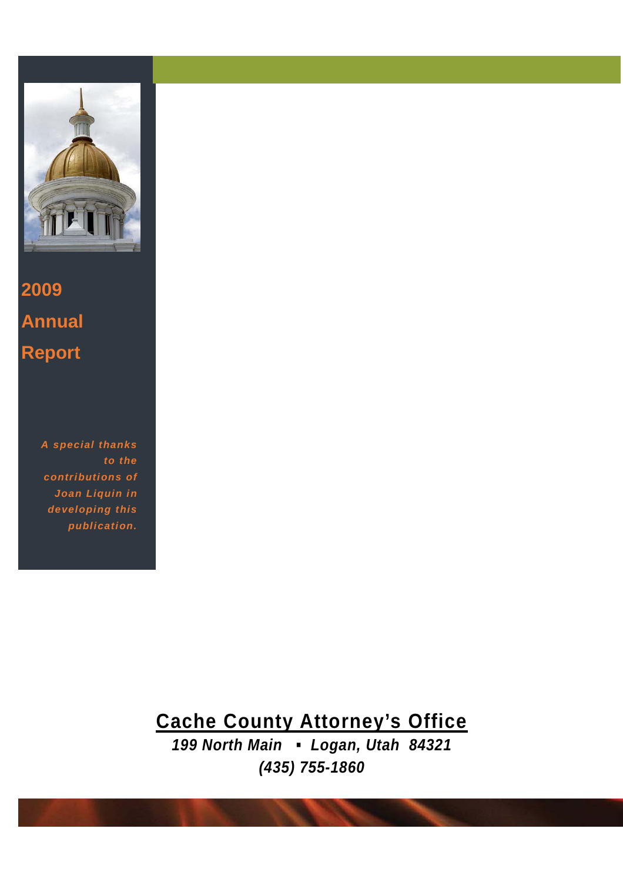**2009**

**Annual**

**Report**

*A special thanks to the contributions of Joan Liquin in developing this publication.*

# Cache County Attorney's Office

***199 North Main ▪ Logan, Utah 84321***

***(435) 755-1860***